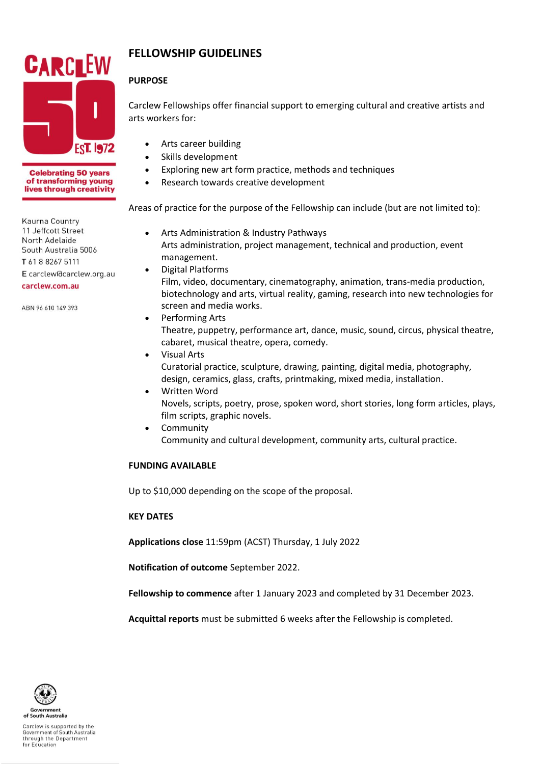CARCLEW 50 EST. 1972

Celebrating 50 years of transforming young lives through creativity

Kaurna Country
11 Jeffcott Street
North Adelaide
South Australia 5006
T 61 8 8267 5111
E carclew@carclew.org.au
carclew.com.au

ABN 96 610 149 393

# FELLOWSHIP GUIDELINES

## PURPOSE

Carclew Fellowships offer financial support to emerging cultural and creative artists and arts workers for:

- Arts career building
- Skills development
- Exploring new art form practice, methods and techniques
- Research towards creative development

Areas of practice for the purpose of the Fellowship can include (but are not limited to):

- Arts Administration & Industry Pathways
  Arts administration, project management, technical and production, event management.
- Digital Platforms
  Film, video, documentary, cinematography, animation, trans-media production, biotechnology and arts, virtual reality, gaming, research into new technologies for screen and media works.
- Performing Arts
  Theatre, puppetry, performance art, dance, music, sound, circus, physical theatre, cabaret, musical theatre, opera, comedy.
- Visual Arts
  Curatorial practice, sculpture, drawing, painting, digital media, photography, design, ceramics, glass, crafts, printmaking, mixed media, installation.
- Written Word
  Novels, scripts, poetry, prose, spoken word, short stories, long form articles, plays, film scripts, graphic novels.
- Community
  Community and cultural development, community arts, cultural practice.

## FUNDING AVAILABLE

Up to $10,000 depending on the scope of the proposal.

## KEY DATES

**Applications close** 11:59pm (ACST) Thursday, 1 July 2022

**Notification of outcome** September 2022.

**Fellowship to commence** after 1 January 2023 and completed by 31 December 2023.

**Acquittal reports** must be submitted 6 weeks after the Fellowship is completed.

Government of South Australia

Carclew is supported by the Government of South Australia through the Department for Education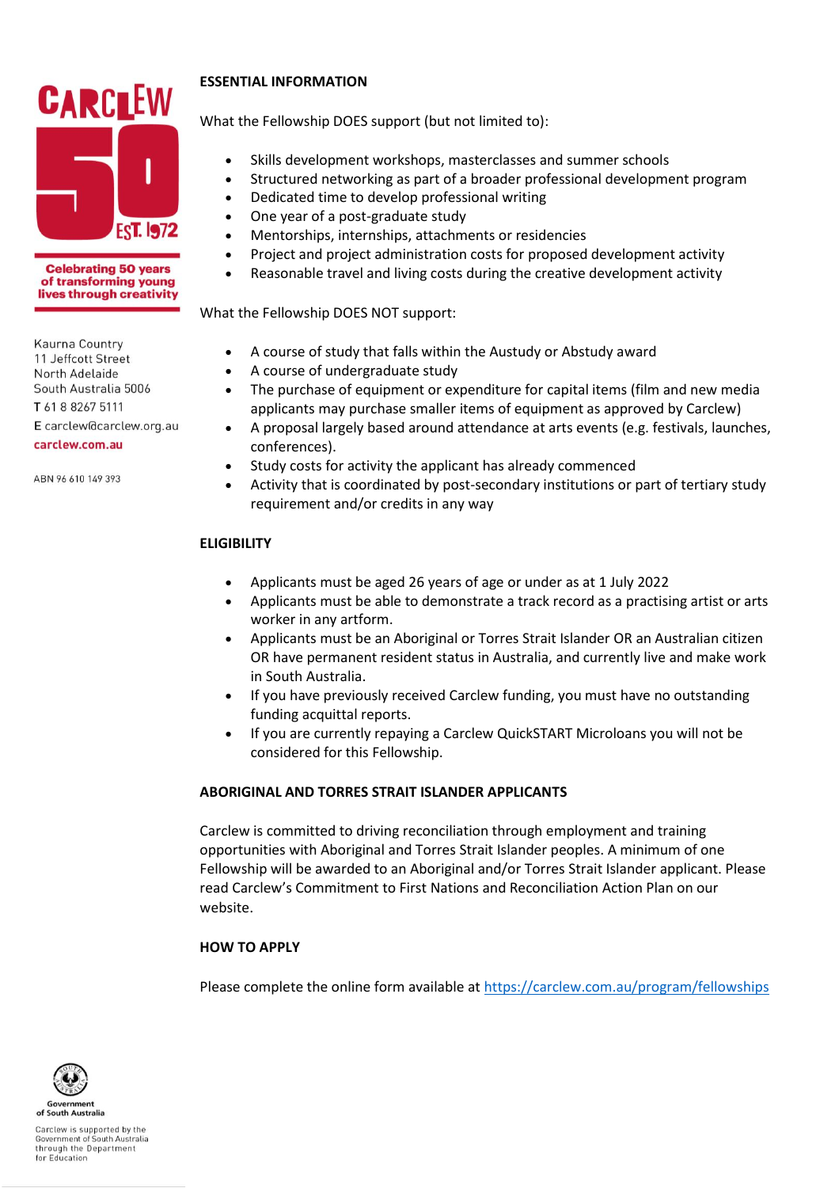**ESSENTIAL INFORMATION**

What the Fellowship DOES support (but not limited to):

- Skills development workshops, masterclasses and summer schools
- Structured networking as part of a broader professional development program
- Dedicated time to develop professional writing
- One year of a post-graduate study
- Mentorships, internships, attachments or residencies
- Project and project administration costs for proposed development activity
- Reasonable travel and living costs during the creative development activity

What the Fellowship DOES NOT support:

- A course of study that falls within the Austudy or Abstudy award
- A course of undergraduate study
- The purchase of equipment or expenditure for capital items (film and new media applicants may purchase smaller items of equipment as approved by Carclew)
- A proposal largely based around attendance at arts events (e.g. festivals, launches, conferences).
- Study costs for activity the applicant has already commenced
- Activity that is coordinated by post-secondary institutions or part of tertiary study requirement and/or credits in any way

**ELIGIBILITY**

- Applicants must be aged 26 years of age or under as at 1 July 2022
- Applicants must be able to demonstrate a track record as a practising artist or arts worker in any artform.
- Applicants must be an Aboriginal or Torres Strait Islander OR an Australian citizen OR have permanent resident status in Australia, and currently live and make work in South Australia.
- If you have previously received Carclew funding, you must have no outstanding funding acquittal reports.
- If you are currently repaying a Carclew QuickSTART Microloans you will not be considered for this Fellowship.

**ABORIGINAL AND TORRES STRAIT ISLANDER APPLICANTS**

Carclew is committed to driving reconciliation through employment and training opportunities with Aboriginal and Torres Strait Islander peoples. A minimum of one Fellowship will be awarded to an Aboriginal and/or Torres Strait Islander applicant. Please read Carclew's Commitment to First Nations and Reconciliation Action Plan on our website.

**HOW TO APPLY**

Please complete the online form available at https://carclew.com.au/program/fellowships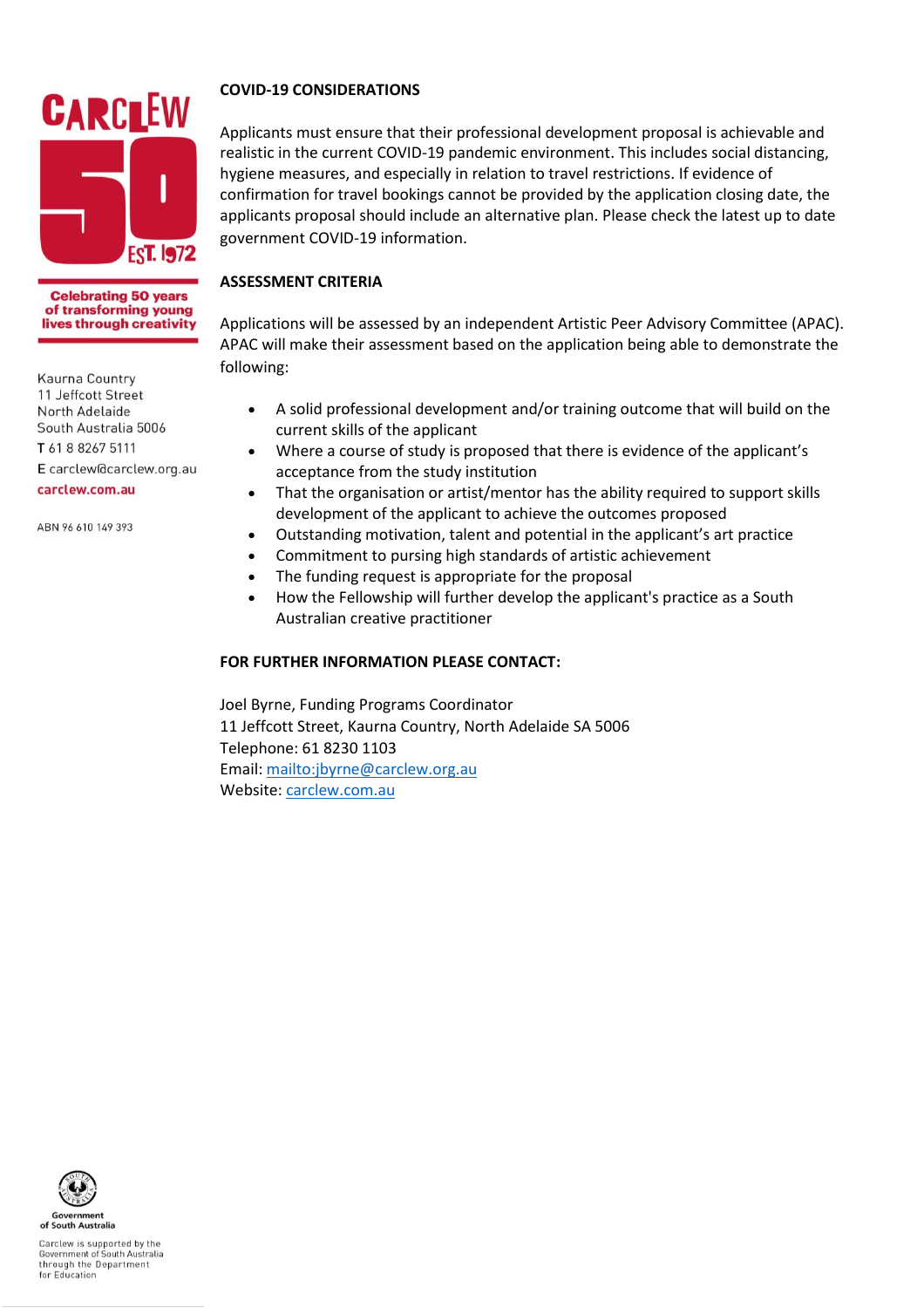**COVID-19 CONSIDERATIONS**

Applicants must ensure that their professional development proposal is achievable and realistic in the current COVID-19 pandemic environment. This includes social distancing, hygiene measures, and especially in relation to travel restrictions. If evidence of confirmation for travel bookings cannot be provided by the application closing date, the applicants proposal should include an alternative plan. Please check the latest up to date government COVID-19 information.

**ASSESSMENT CRITERIA**

Applications will be assessed by an independent Artistic Peer Advisory Committee (APAC). APAC will make their assessment based on the application being able to demonstrate the following:

- A solid professional development and/or training outcome that will build on the current skills of the applicant
- Where a course of study is proposed that there is evidence of the applicant's acceptance from the study institution
- That the organisation or artist/mentor has the ability required to support skills development of the applicant to achieve the outcomes proposed
- Outstanding motivation, talent and potential in the applicant's art practice
- Commitment to pursing high standards of artistic achievement
- The funding request is appropriate for the proposal
- How the Fellowship will further develop the applicant's practice as a South Australian creative practitioner

**FOR FURTHER INFORMATION PLEASE CONTACT:**

Joel Byrne, Funding Programs Coordinator
11 Jeffcott Street, Kaurna Country, North Adelaide SA 5006
Telephone: 61 8230 1103
Email: mailto:jbyrne@carclew.org.au
Website: carclew.com.au